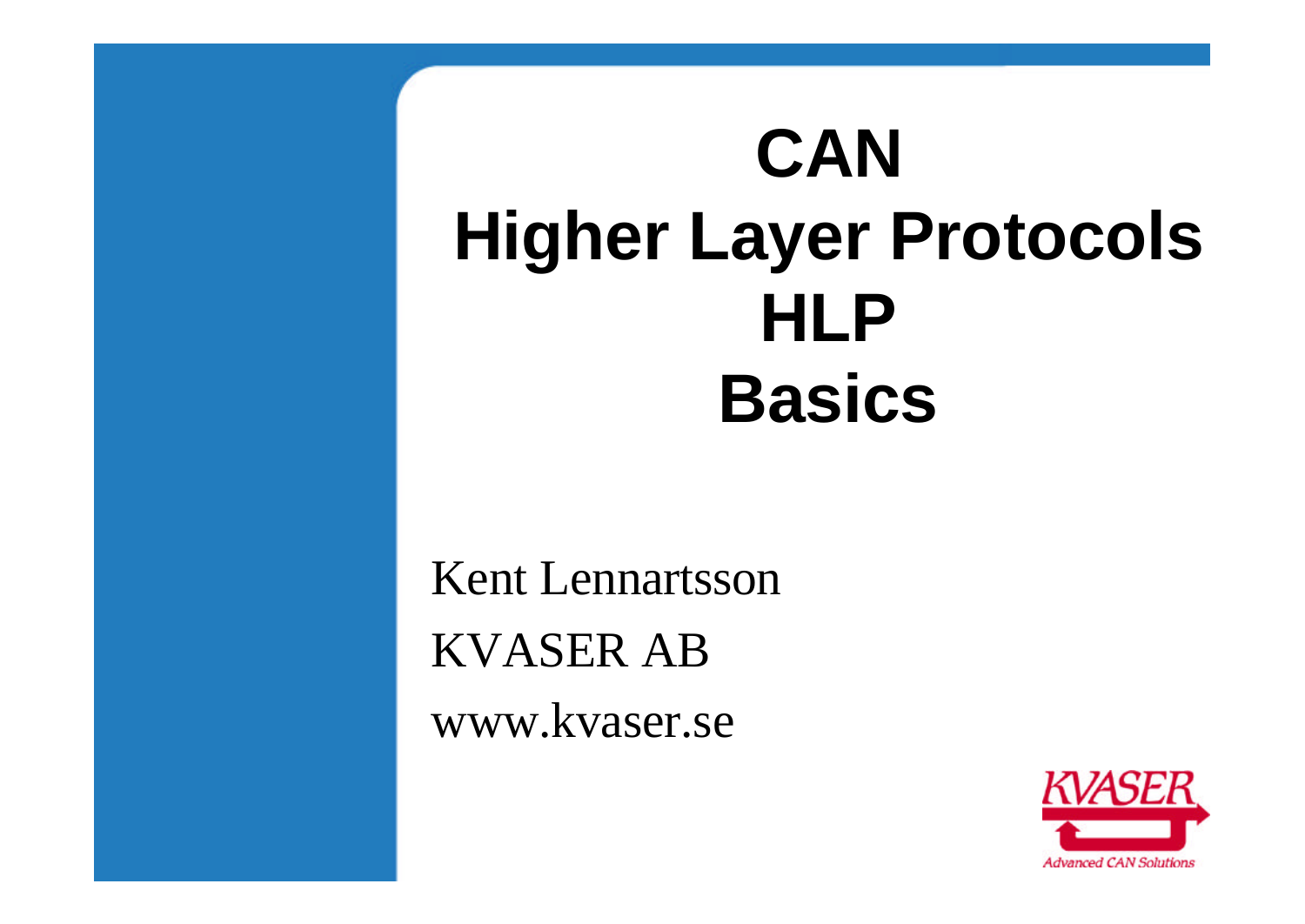# CAN Higher Layer Protocols HLP Basics

Kent Lennartsson

KVASER AB

www.kvaser.se

KVASER

Advanced CAN Solutions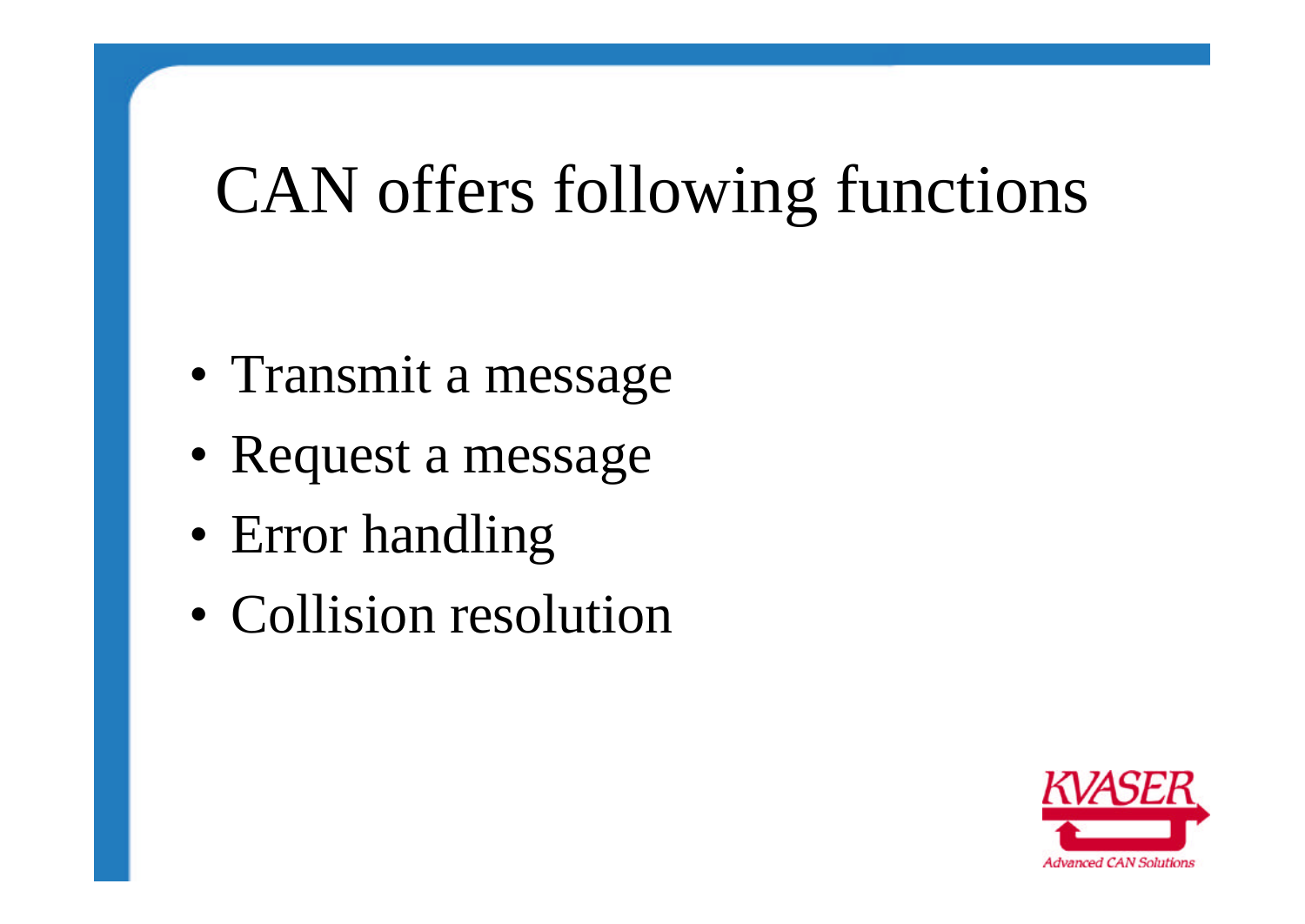# CAN offers following functions

- Transmit a message
- Request a message
- Error handling
- Collision resolution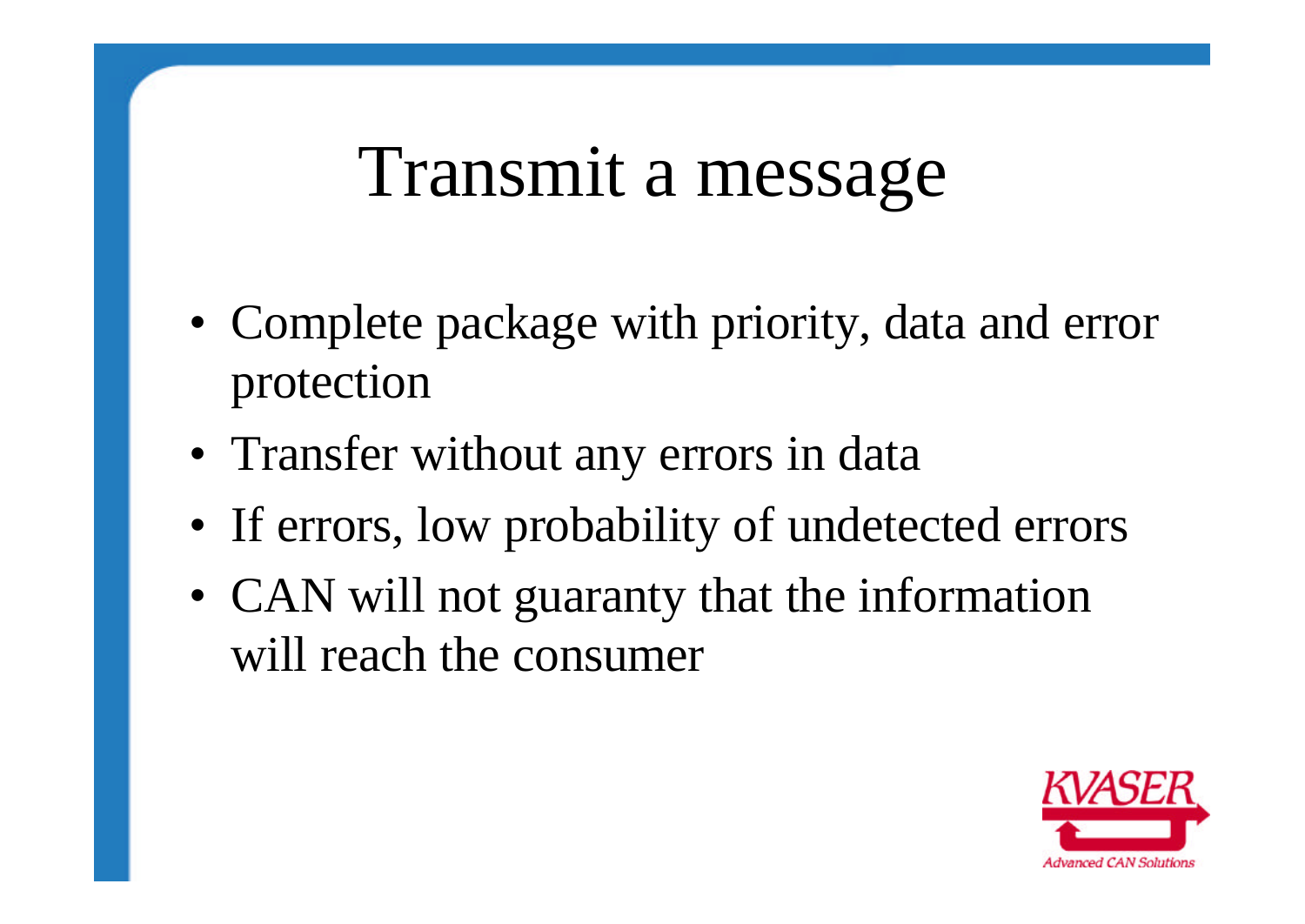# Transmit a message

- Complete package with priority, data and error protection
- Transfer without any errors in data
- If errors, low probability of undetected errors
- CAN will not guaranty that the information will reach the consumer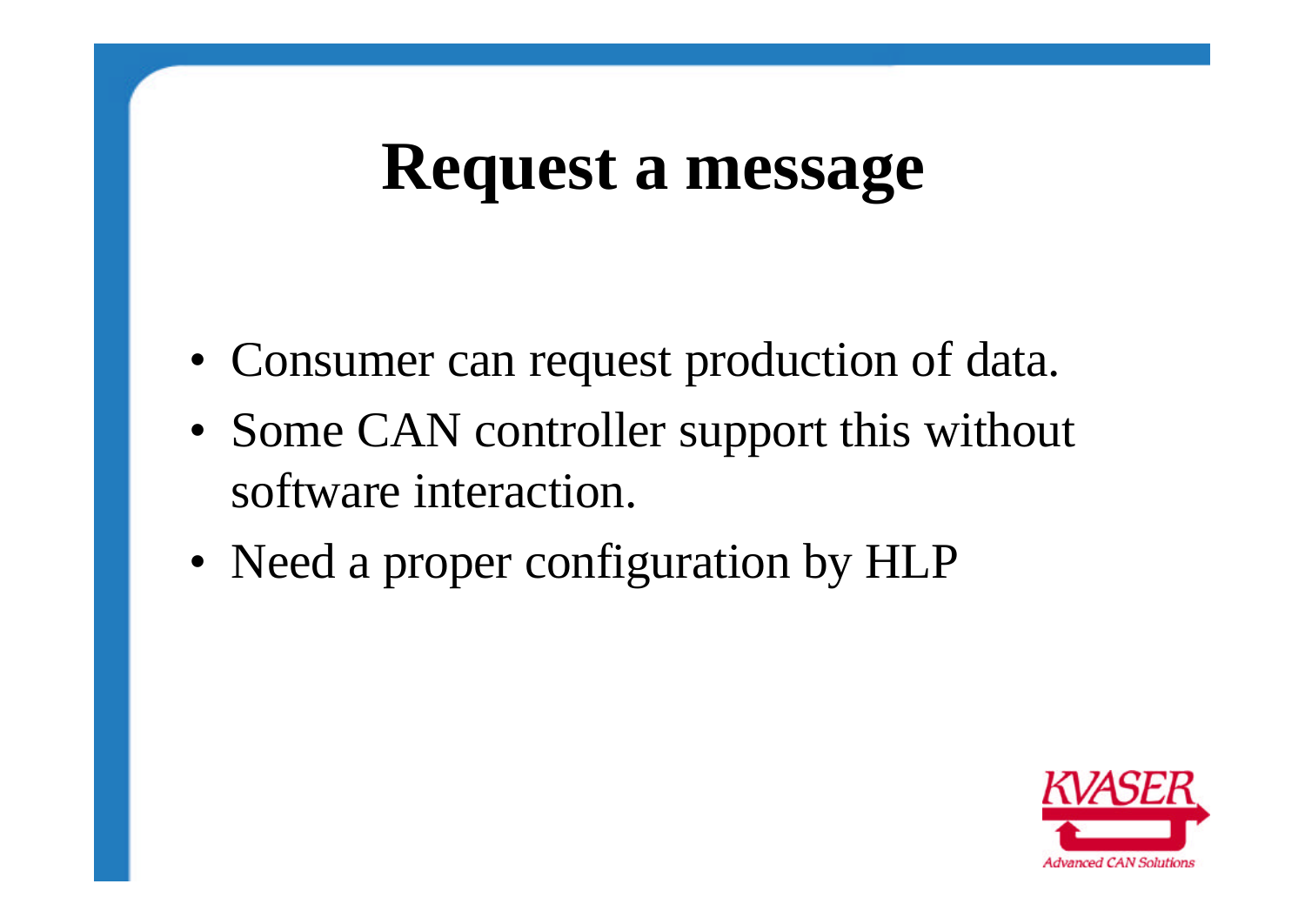# Request a message

- Consumer can request production of data.
- Some CAN controller support this without software interaction.
- Need a proper configuration by HLP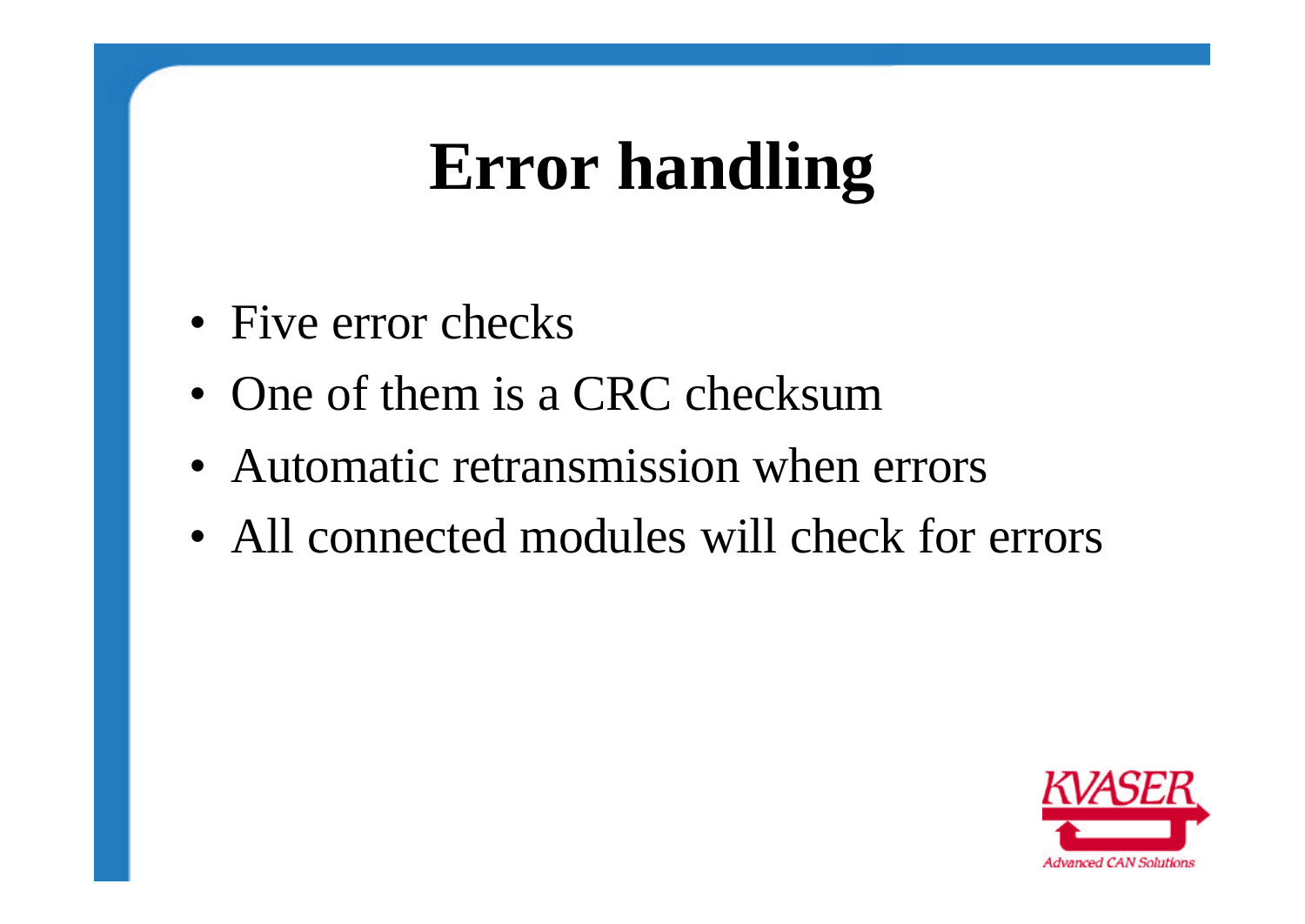# Error handling

- Five error checks
- One of them is a CRC checksum
- Automatic retransmission when errors
- All connected modules will check for errors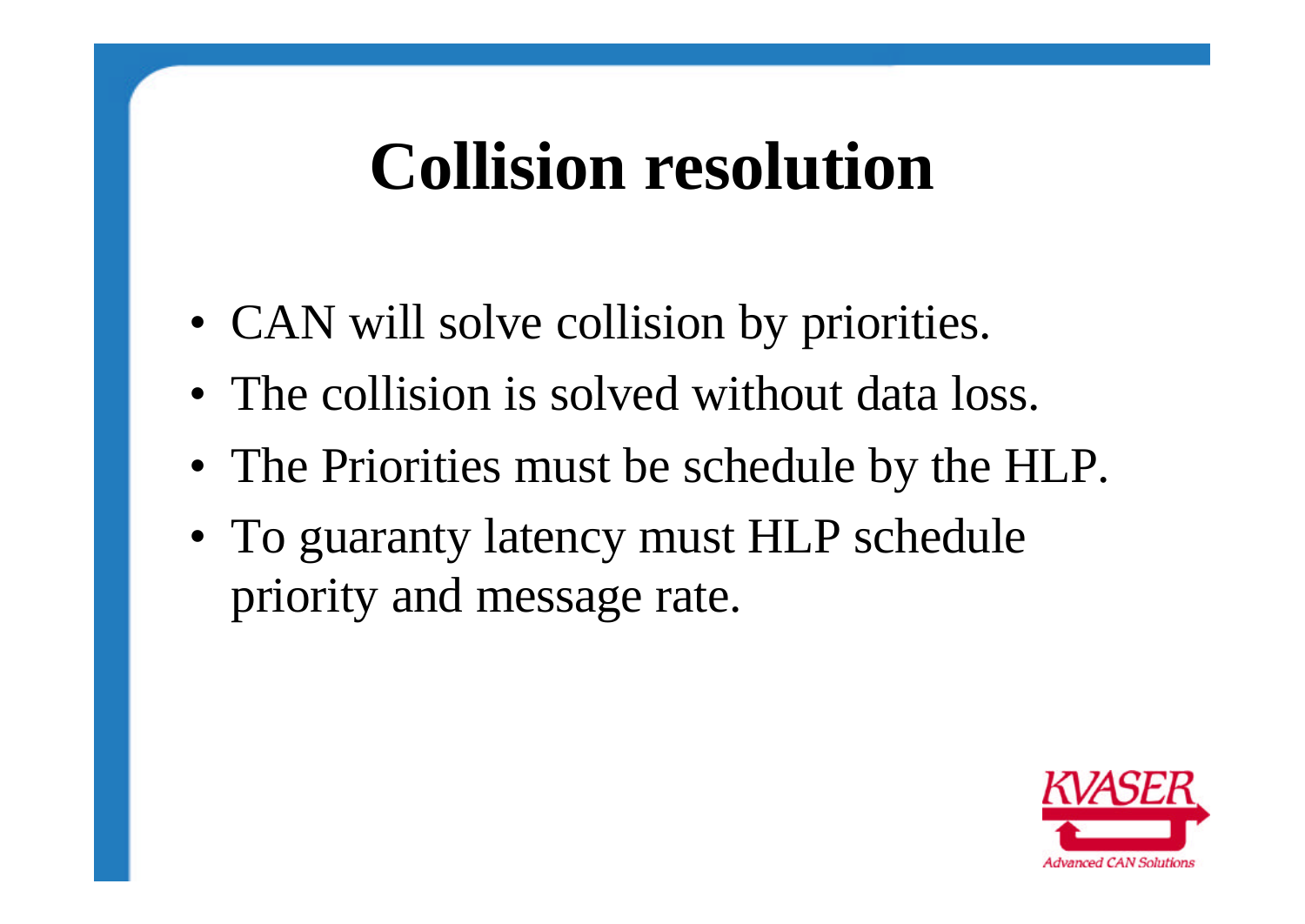# Collision resolution

- CAN will solve collision by priorities.
- The collision is solved without data loss.
- The Priorities must be schedule by the HLP.
- To guaranty latency must HLP schedule priority and message rate.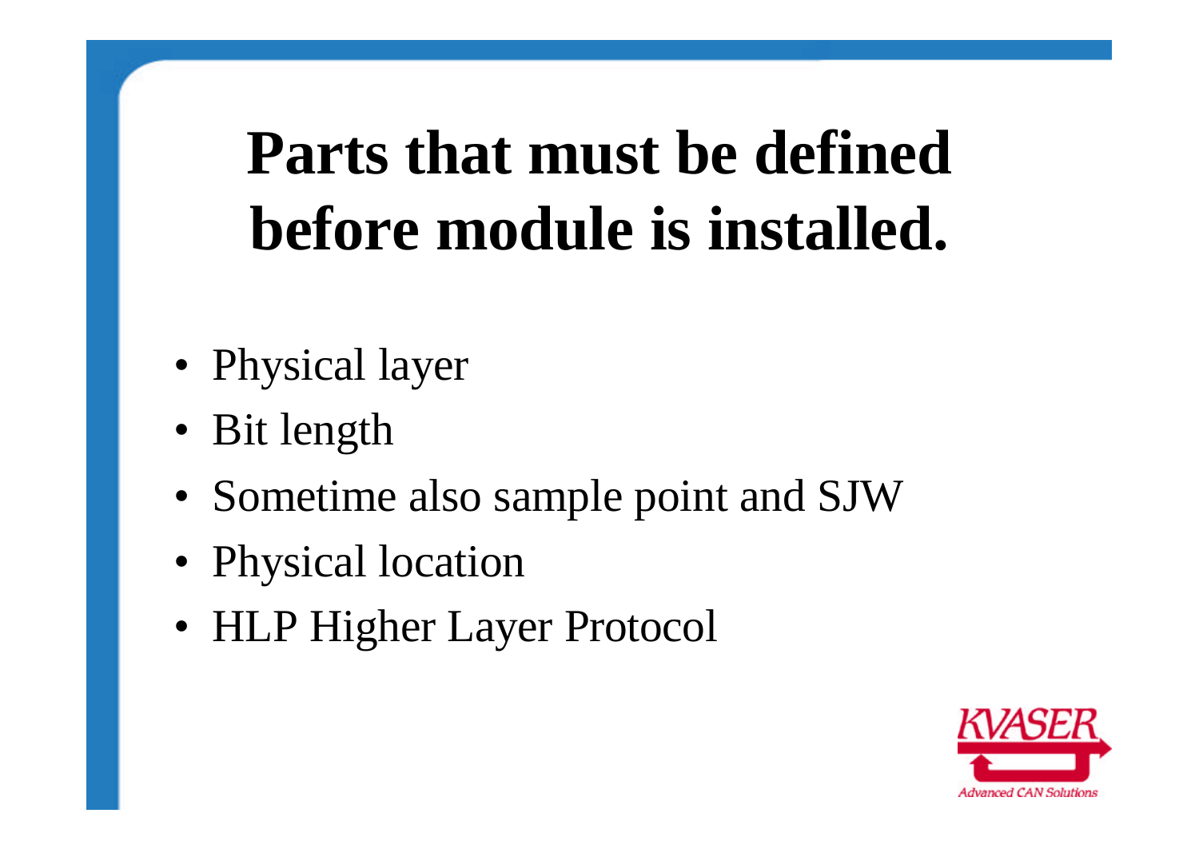# Parts that must be defined before module is installed.

- Physical layer
- Bit length
- Sometime also sample point and SJW
- Physical location
- HLP Higher Layer Protocol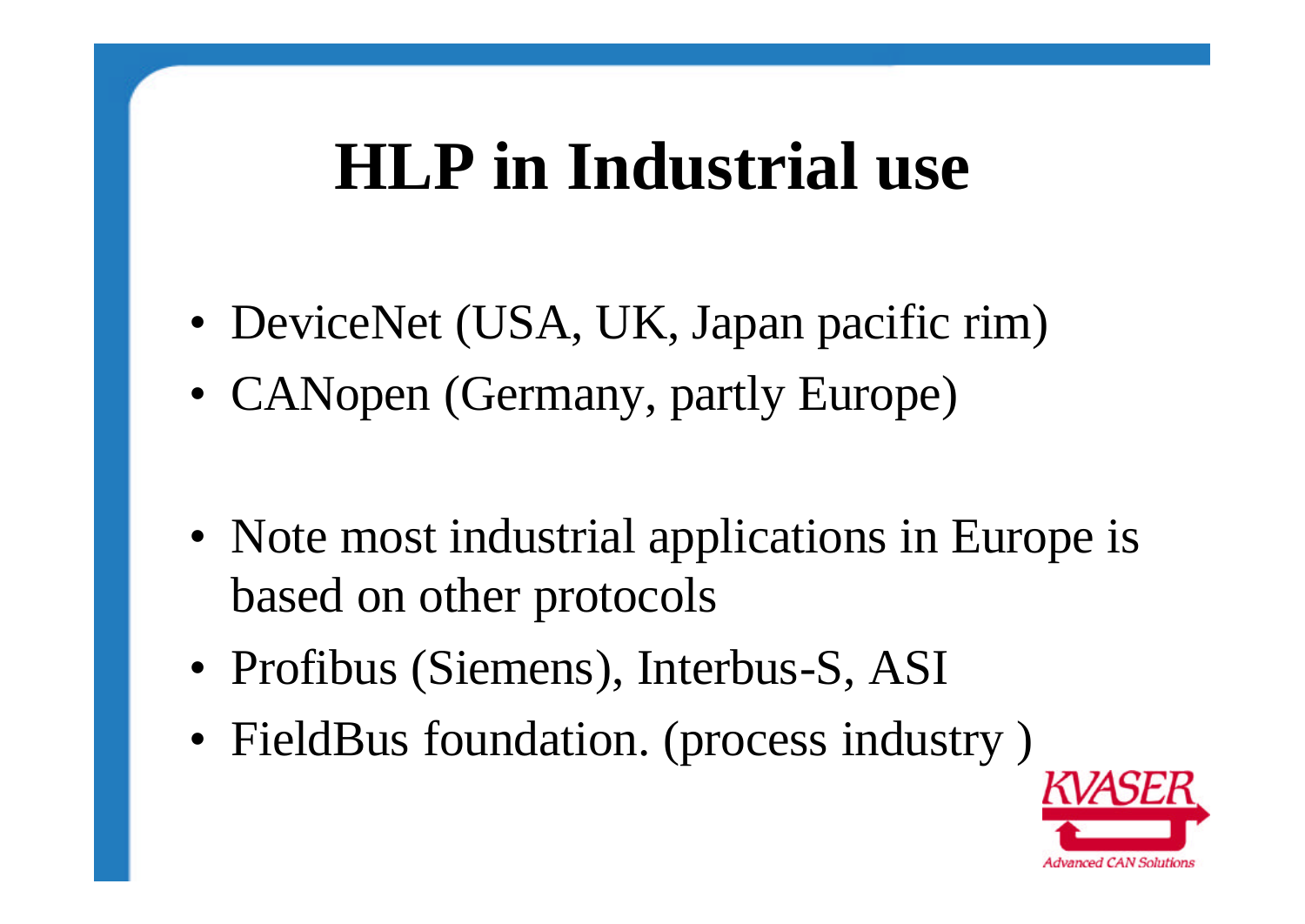# HLP in Industrial use

- DeviceNet (USA, UK, Japan pacific rim)
- CANopen (Germany, partly Europe)

- Note most industrial applications in Europe is based on other protocols
- Profibus (Siemens), Interbus-S, ASI
- FieldBus foundation. (process industry )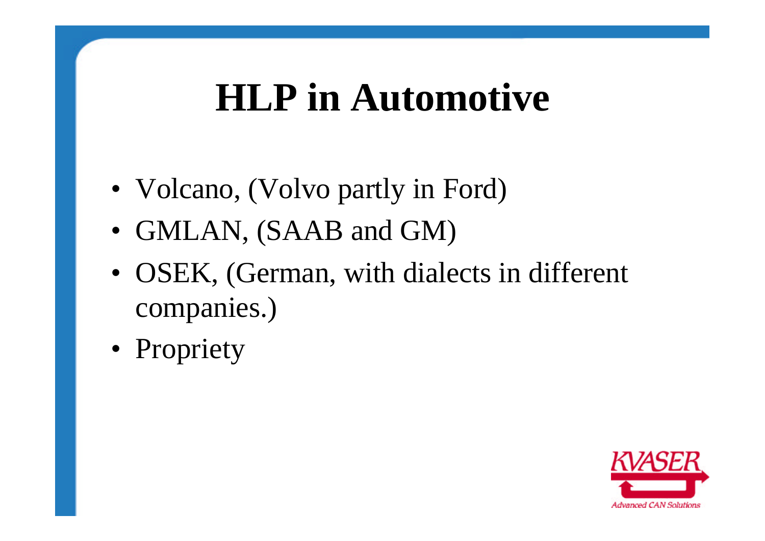# HLP in Automotive

- Volcano, (Volvo partly in Ford)
- GMLAN, (SAAB and GM)
- OSEK, (German, with dialects in different companies.)
- Propriety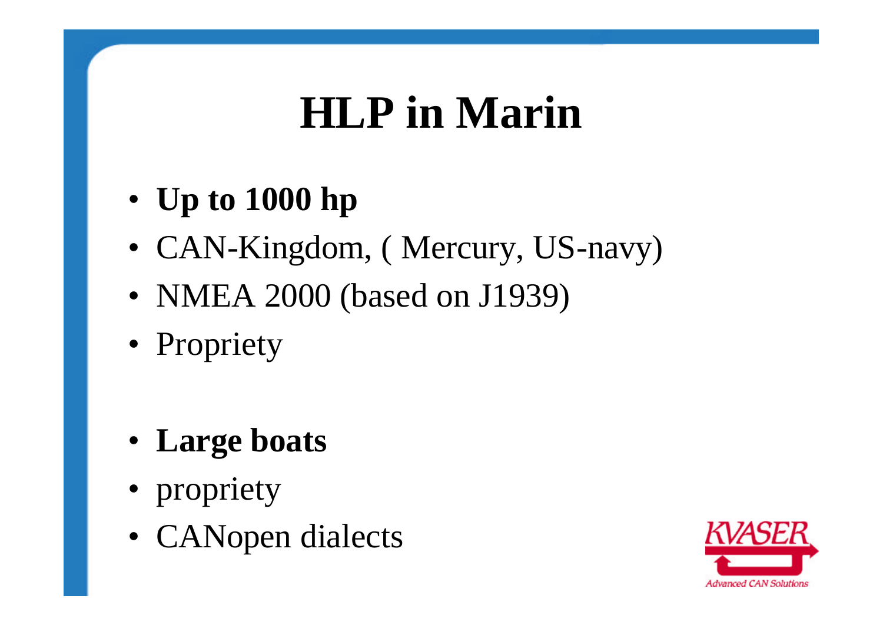# HLP in Marin

- **Up to 1000 hp**
- CAN-Kingdom, ( Mercury, US-navy)
- NMEA 2000 (based on J1939)
- Propriety

- **Large boats**
- propriety
- CANopen dialects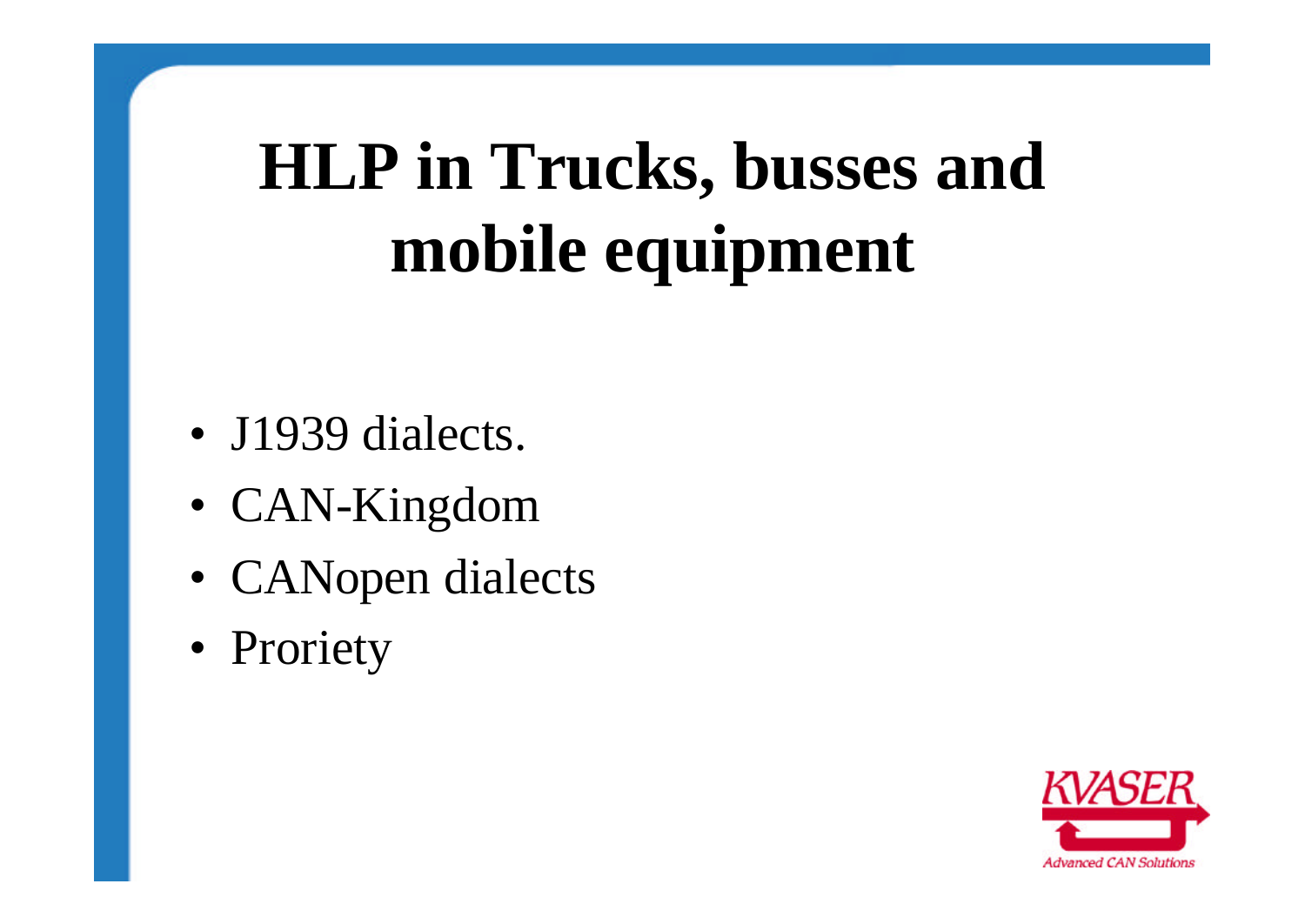# HLP in Trucks, busses and mobile equipment

- J1939 dialects.
- CAN-Kingdom
- CANopen dialects
- Proriety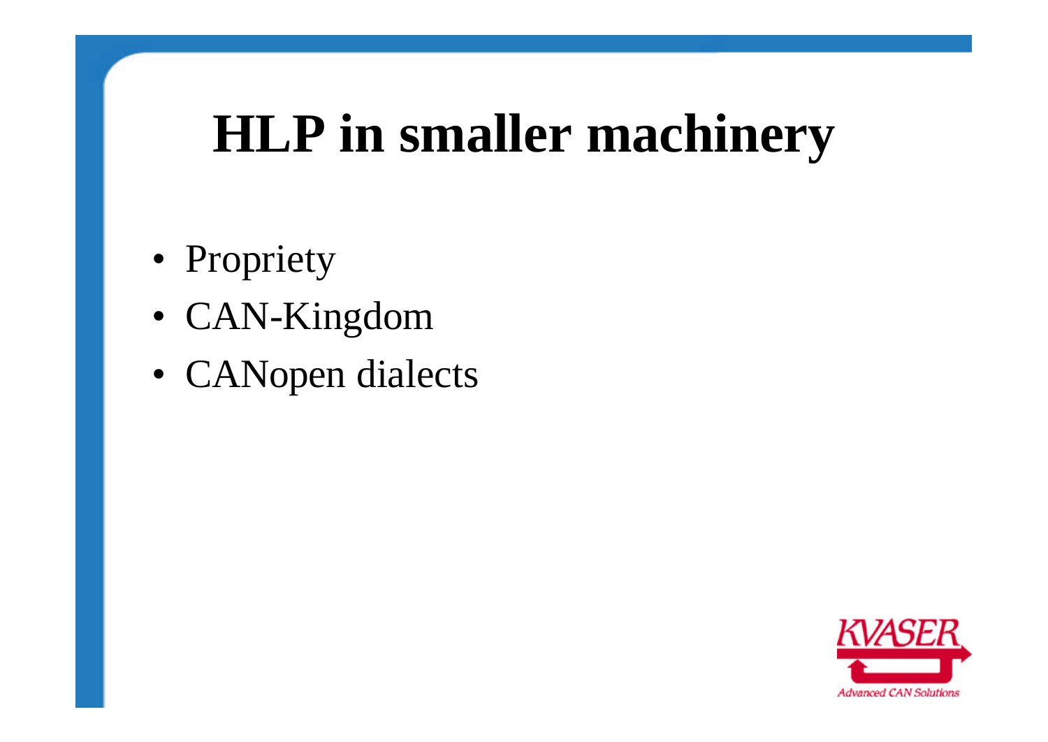# HLP in smaller machinery

- Propriety
- CAN-Kingdom
- CANopen dialects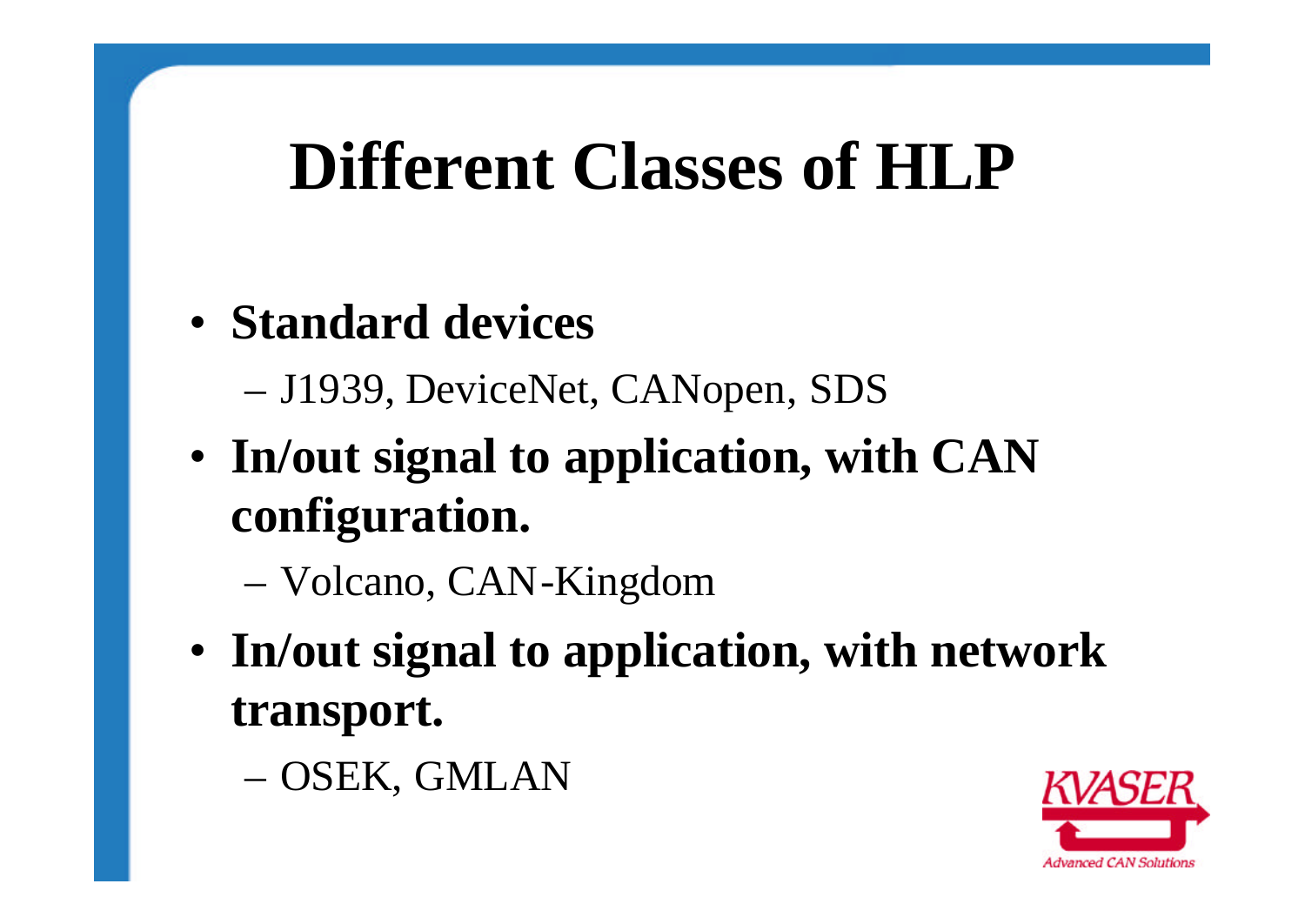# Different Classes of HLP

- **Standard devices**
  - J1939, DeviceNet, CANopen, SDS
- **In/out signal to application, with CAN configuration.**
  - Volcano, CAN-Kingdom
- **In/out signal to application, with network transport.**
  - OSEK, GMLAN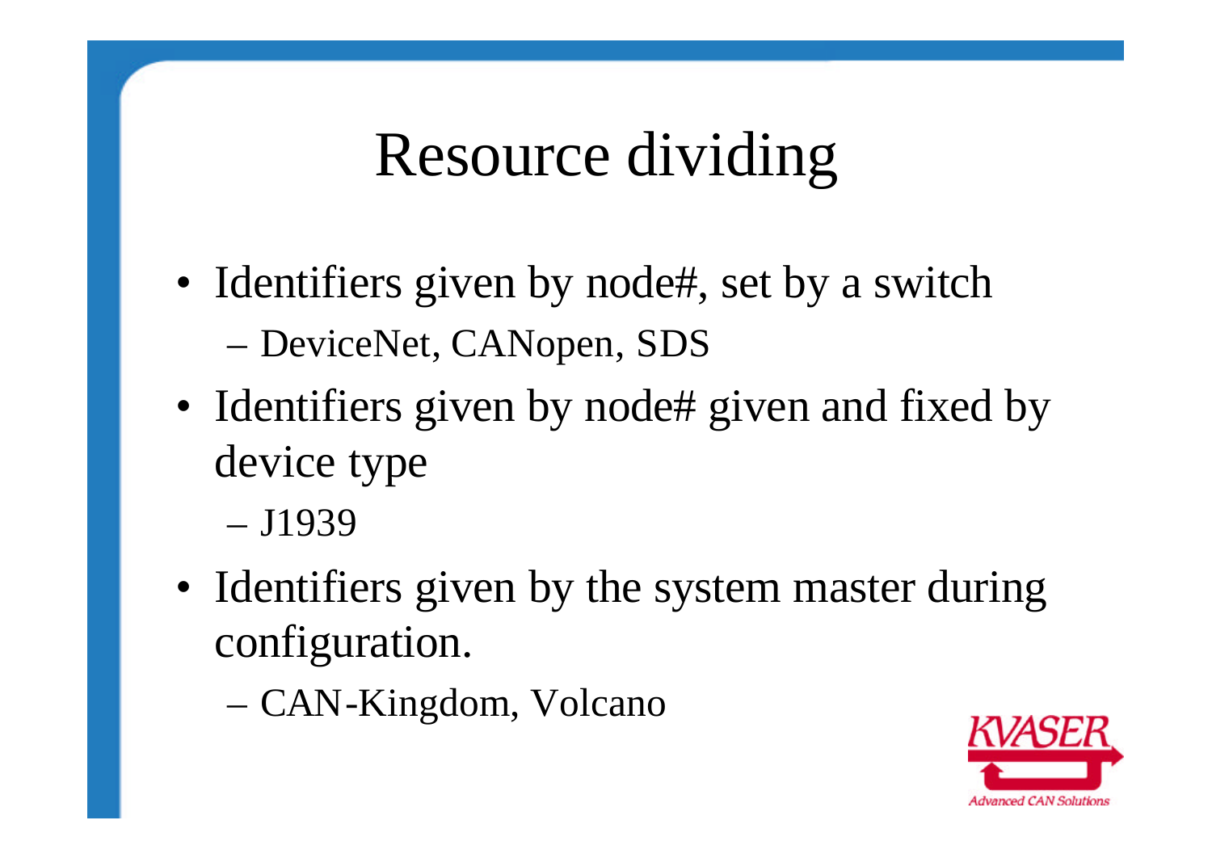# Resource dividing

- Identifiers given by node#, set by a switch
  - DeviceNet, CANopen, SDS
- Identifiers given by node# given and fixed by device type
  - J1939
- Identifiers given by the system master during configuration.
  - CAN-Kingdom, Volcano